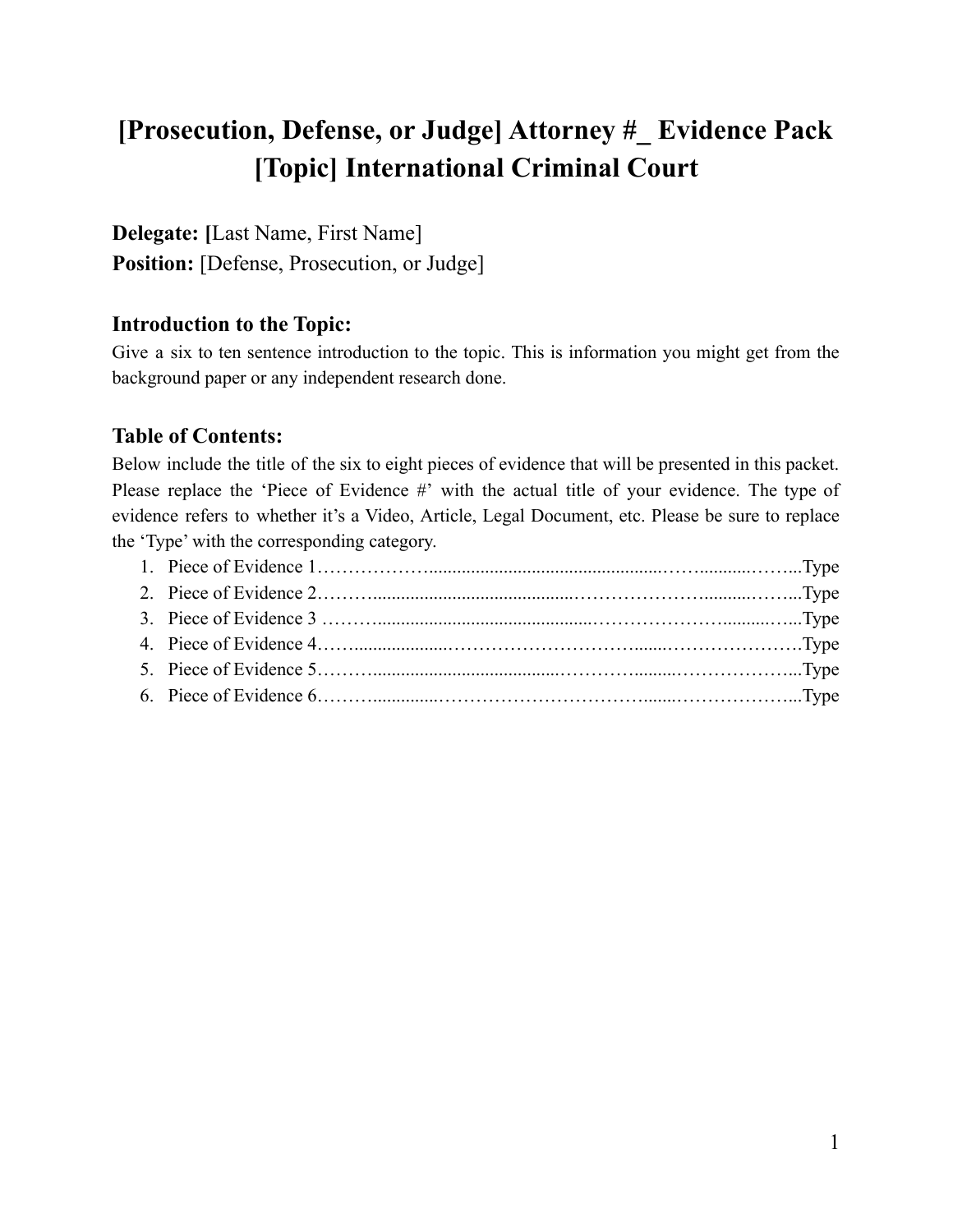# [Prosecution, Defense, or Judge] Attorney #_ Evidence Pack [Topic] International Criminal Court

**Delegate: [**Last Name, First Name]
**Position:** [Defense, Prosecution, or Judge]

### Introduction to the Topic:

Give a six to ten sentence introduction to the topic. This is information you might get from the background paper or any independent research done.

### Table of Contents:

Below include the title of the six to eight pieces of evidence that will be presented in this packet. Please replace the 'Piece of Evidence #' with the actual title of your evidence. The type of evidence refers to whether it's a Video, Article, Legal Document, etc. Please be sure to replace the 'Type' with the corresponding category.

1. Piece of Evidence 1……………………………………………………………Type
2. Piece of Evidence 2……………………………………………………………Type
3. Piece of Evidence 3 ……………………………………………………………Type
4. Piece of Evidence 4……………………………………………………………Type
5. Piece of Evidence 5……………………………………………………………Type
6. Piece of Evidence 6……………………………………………………………Type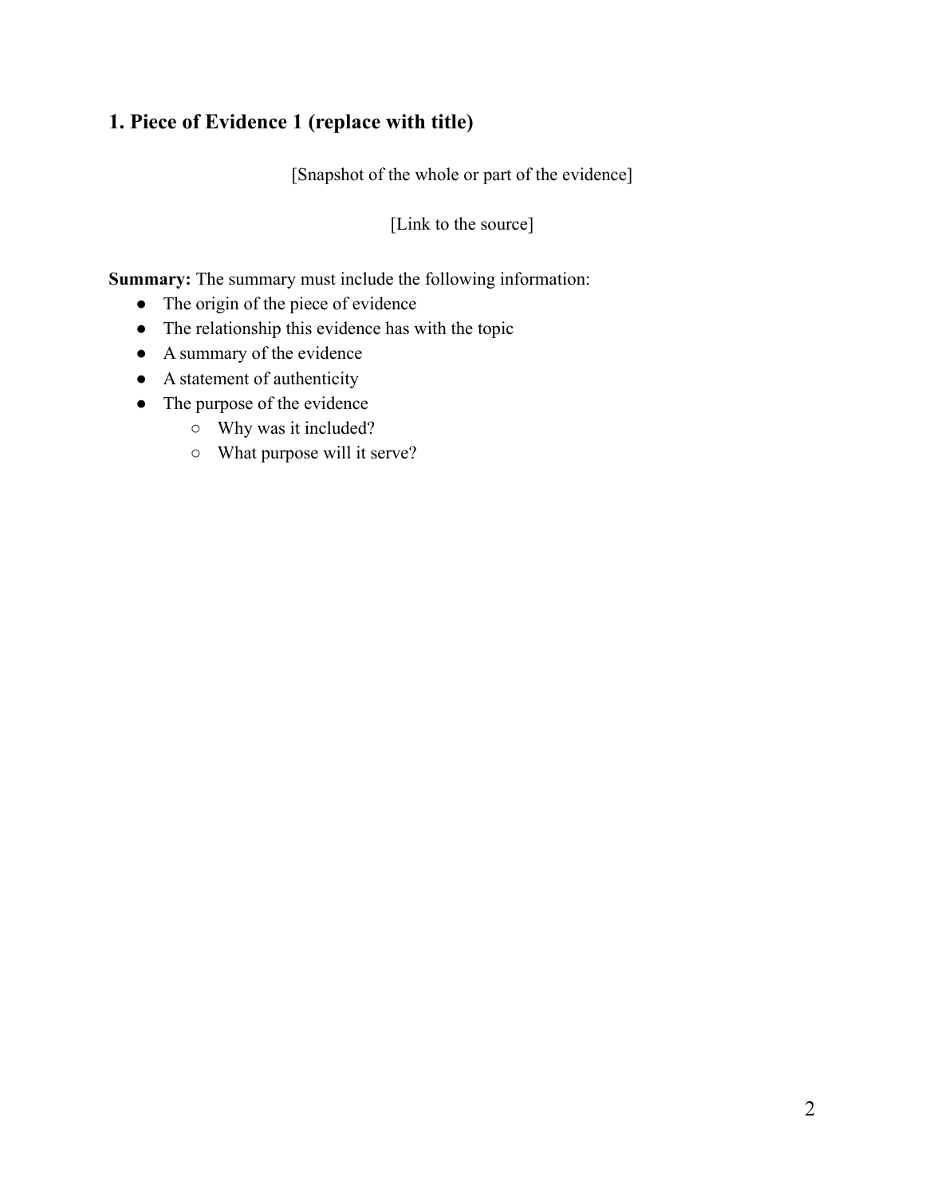## 1. Piece of Evidence 1 (replace with title)

[Snapshot of the whole or part of the evidence]

[Link to the source]

**Summary:** The summary must include the following information:

- The origin of the piece of evidence
- The relationship this evidence has with the topic
- A summary of the evidence
- A statement of authenticity
- The purpose of the evidence
    - Why was it included?
    - What purpose will it serve?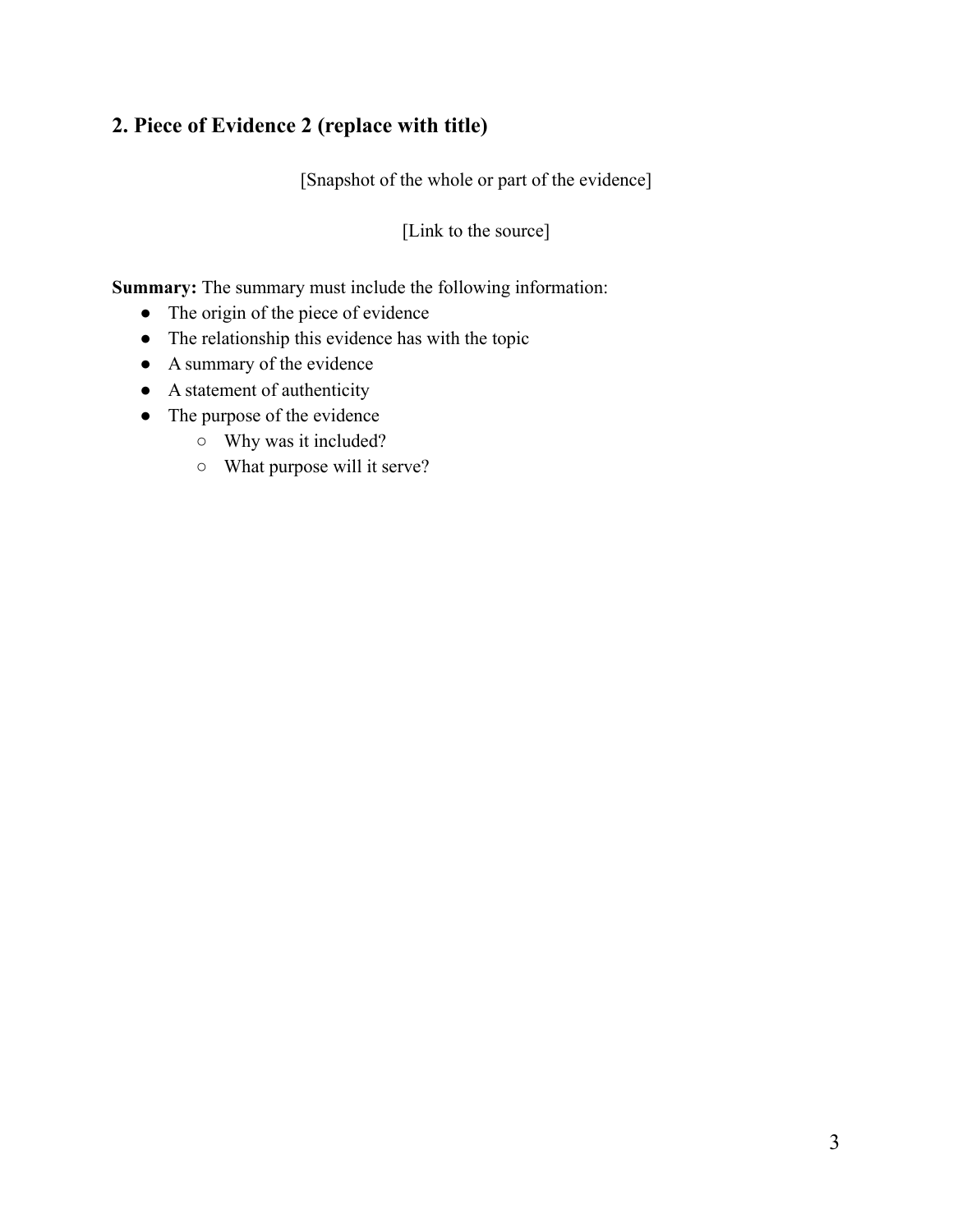## 2. Piece of Evidence 2 (replace with title)

[Snapshot of the whole or part of the evidence]

[Link to the source]

**Summary:** The summary must include the following information:

- The origin of the piece of evidence
- The relationship this evidence has with the topic
- A summary of the evidence
- A statement of authenticity
- The purpose of the evidence
  - Why was it included?
  - What purpose will it serve?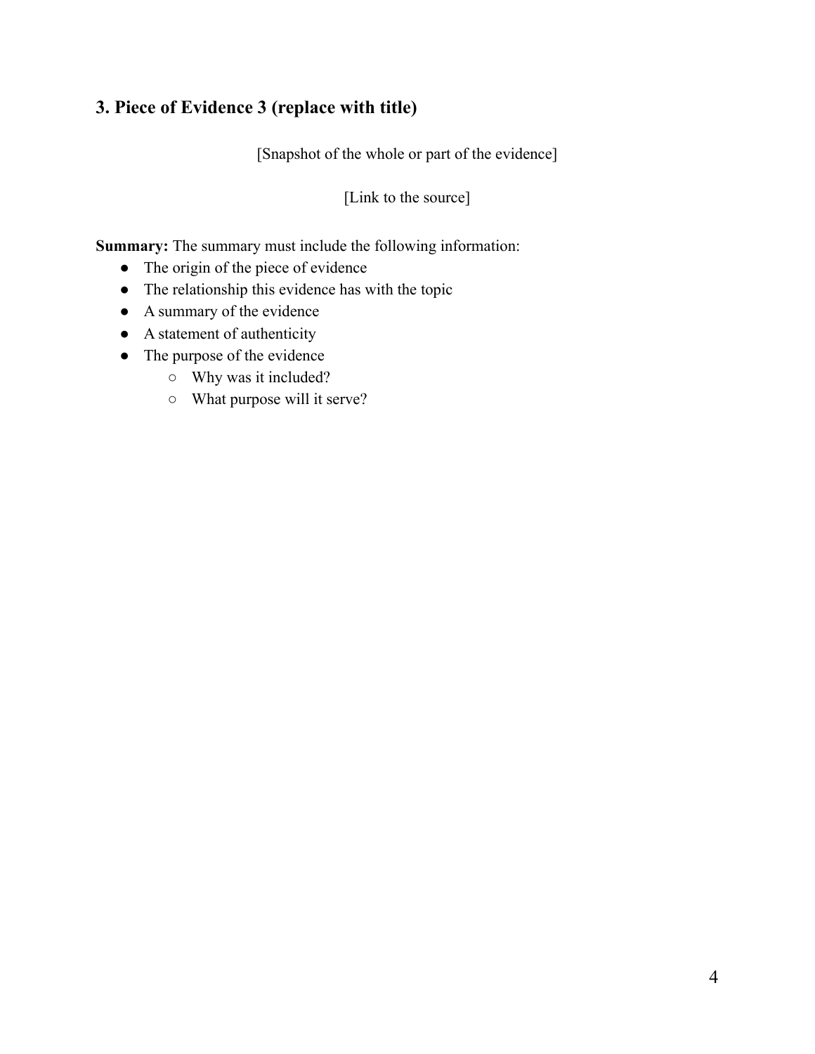## 3. Piece of Evidence 3 (replace with title)

[Snapshot of the whole or part of the evidence]

[Link to the source]

**Summary:** The summary must include the following information:

- The origin of the piece of evidence
- The relationship this evidence has with the topic
- A summary of the evidence
- A statement of authenticity
- The purpose of the evidence
    - Why was it included?
    - What purpose will it serve?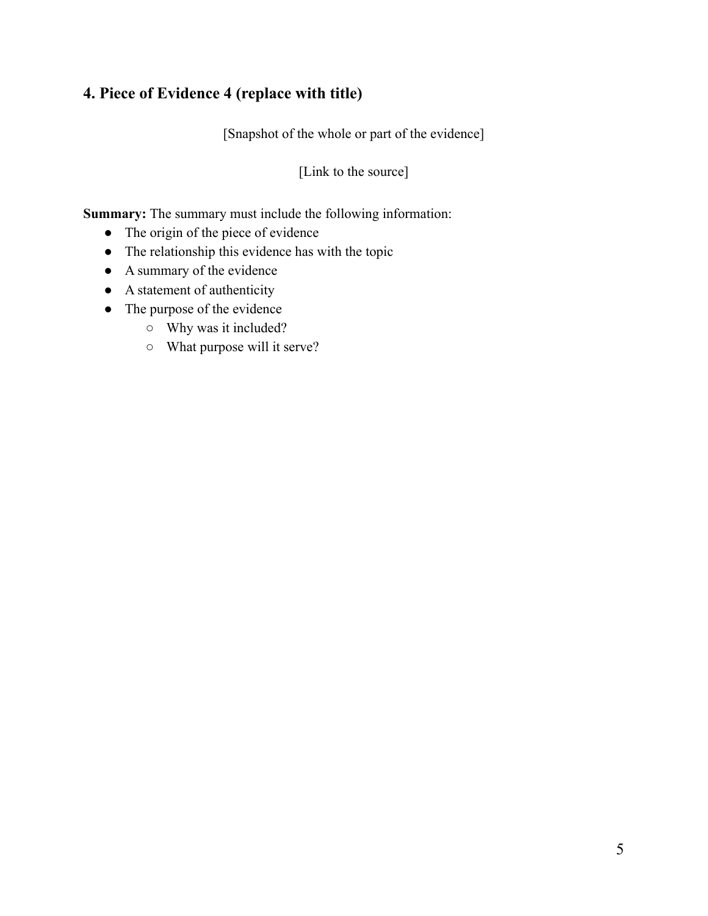## 4. Piece of Evidence 4 (replace with title)

[Snapshot of the whole or part of the evidence]

[Link to the source]

**Summary:** The summary must include the following information:

- The origin of the piece of evidence
- The relationship this evidence has with the topic
- A summary of the evidence
- A statement of authenticity
- The purpose of the evidence
  - Why was it included?
  - What purpose will it serve?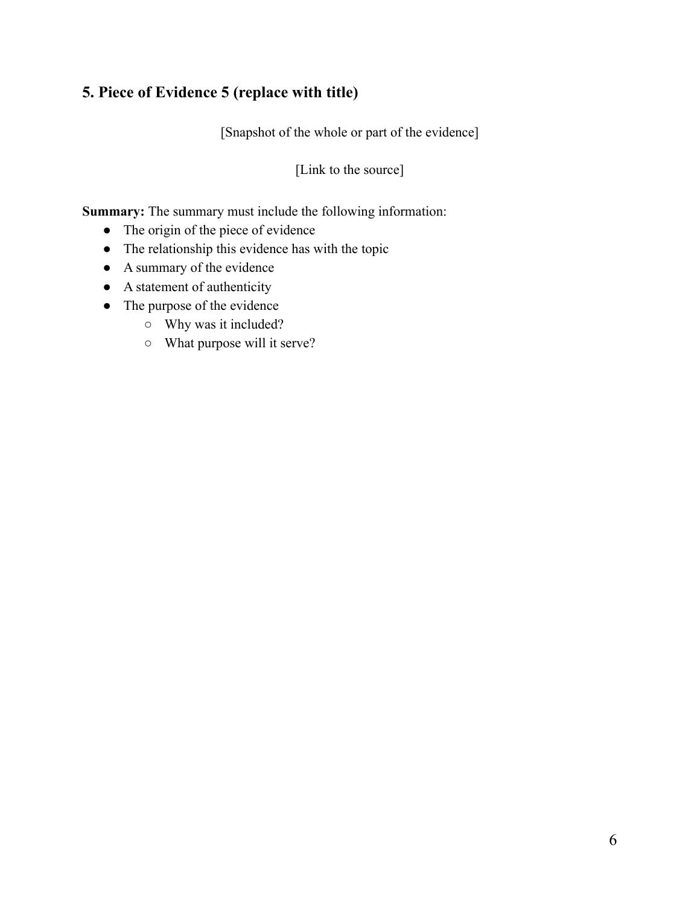## 5. Piece of Evidence 5 (replace with title)

[Snapshot of the whole or part of the evidence]

[Link to the source]

**Summary:** The summary must include the following information:

- The origin of the piece of evidence
- The relationship this evidence has with the topic
- A summary of the evidence
- A statement of authenticity
- The purpose of the evidence
    - Why was it included?
    - What purpose will it serve?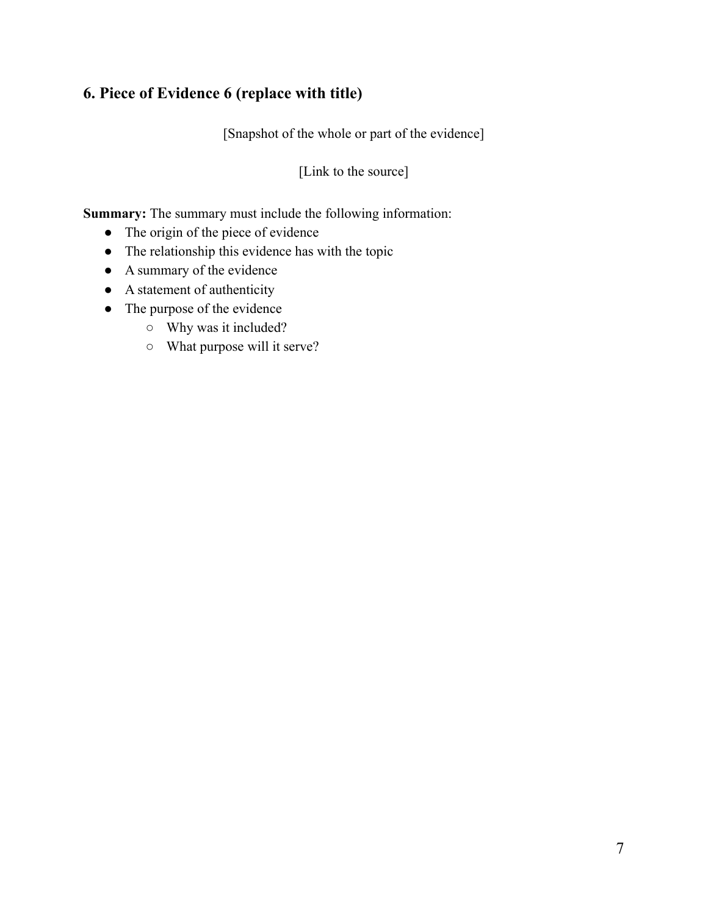## 6. Piece of Evidence 6 (replace with title)

[Snapshot of the whole or part of the evidence]

[Link to the source]

**Summary:** The summary must include the following information:

- The origin of the piece of evidence
- The relationship this evidence has with the topic
- A summary of the evidence
- A statement of authenticity
- The purpose of the evidence
  - Why was it included?
  - What purpose will it serve?